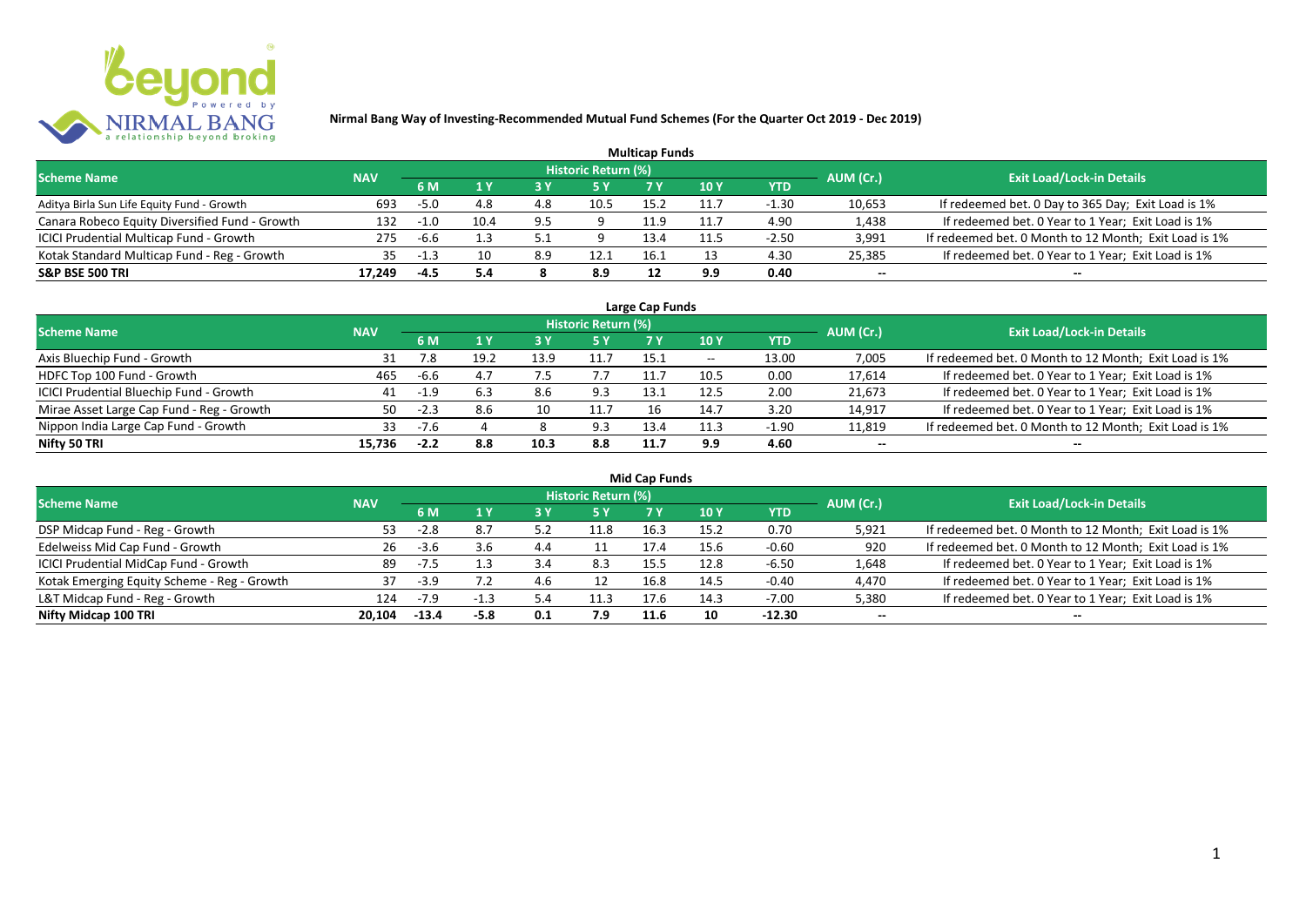# Nirmal Bang Way of Investing-Recommended Mutual Fund Schemes (For the Quarter Oct 2019 - Dec 2019)

## Multicap Funds

| Scheme Name | NAV | Historic Return (%) | | | | | | | AUM (Cr.) | Exit Load/Lock-in Details |
|---|---|---|---|---|---|---|---|---|---|---|
| | | 6 M | 1 Y | 3 Y | 5 Y | 7 Y | 10 Y | YTD | | |
| Aditya Birla Sun Life Equity Fund - Growth | 693 | -5.0 | 4.8 | 4.8 | 10.5 | 15.2 | 11.7 | -1.30 | 10,653 | If redeemed bet. 0 Day to 365 Day; Exit Load is 1% |
| Canara Robeco Equity Diversified Fund - Growth | 132 | -1.0 | 10.4 | 9.5 | 9 | 11.9 | 11.7 | 4.90 | 1,438 | If redeemed bet. 0 Year to 1 Year; Exit Load is 1% |
| ICICI Prudential Multicap Fund - Growth | 275 | -6.6 | 1.3 | 5.1 | 9 | 13.4 | 11.5 | -2.50 | 3,991 | If redeemed bet. 0 Month to 12 Month; Exit Load is 1% |
| Kotak Standard Multicap Fund - Reg - Growth | 35 | -1.3 | 10 | 8.9 | 12.1 | 16.1 | 13 | 4.30 | 25,385 | If redeemed bet. 0 Year to 1 Year; Exit Load is 1% |
| **S&P BSE 500 TRI** | **17,249** | **-4.5** | **5.4** | **8** | **8.9** | **12** | **9.9** | **0.40** | -- | -- |

## Large Cap Funds

| Scheme Name | NAV | Historic Return (%) | | | | | | | AUM (Cr.) | Exit Load/Lock-in Details |
|---|---|---|---|---|---|---|---|---|---|---|
| | | 6 M | 1 Y | 3 Y | 5 Y | 7 Y | 10 Y | YTD | | |
| Axis Bluechip Fund - Growth | 31 | 7.8 | 19.2 | 13.9 | 11.7 | 15.1 | -- | 13.00 | 7,005 | If redeemed bet. 0 Month to 12 Month; Exit Load is 1% |
| HDFC Top 100 Fund - Growth | 465 | -6.6 | 4.7 | 7.5 | 7.7 | 11.7 | 10.5 | 0.00 | 17,614 | If redeemed bet. 0 Year to 1 Year; Exit Load is 1% |
| ICICI Prudential Bluechip Fund - Growth | 41 | -1.9 | 6.3 | 8.6 | 9.3 | 13.1 | 12.5 | 2.00 | 21,673 | If redeemed bet. 0 Year to 1 Year; Exit Load is 1% |
| Mirae Asset Large Cap Fund - Reg - Growth | 50 | -2.3 | 8.6 | 10 | 11.7 | 16 | 14.7 | 3.20 | 14,917 | If redeemed bet. 0 Year to 1 Year; Exit Load is 1% |
| Nippon India Large Cap Fund - Growth | 33 | -7.6 | 4 | 8 | 9.3 | 13.4 | 11.3 | -1.90 | 11,819 | If redeemed bet. 0 Month to 12 Month; Exit Load is 1% |
| **Nifty 50 TRI** | **15,736** | **-2.2** | **8.8** | **10.3** | **8.8** | **11.7** | **9.9** | **4.60** | -- | -- |

## Mid Cap Funds

| Scheme Name | NAV | Historic Return (%) | | | | | | | AUM (Cr.) | Exit Load/Lock-in Details |
|---|---|---|---|---|---|---|---|---|---|---|
| | | 6 M | 1 Y | 3 Y | 5 Y | 7 Y | 10 Y | YTD | | |
| DSP Midcap Fund - Reg - Growth | 53 | -2.8 | 8.7 | 5.2 | 11.8 | 16.3 | 15.2 | 0.70 | 5,921 | If redeemed bet. 0 Month to 12 Month; Exit Load is 1% |
| Edelweiss Mid Cap Fund - Growth | 26 | -3.6 | 3.6 | 4.4 | 11 | 17.4 | 15.6 | -0.60 | 920 | If redeemed bet. 0 Month to 12 Month; Exit Load is 1% |
| ICICI Prudential MidCap Fund - Growth | 89 | -7.5 | 1.3 | 3.4 | 8.3 | 15.5 | 12.8 | -6.50 | 1,648 | If redeemed bet. 0 Year to 1 Year; Exit Load is 1% |
| Kotak Emerging Equity Scheme - Reg - Growth | 37 | -3.9 | 7.2 | 4.6 | 12 | 16.8 | 14.5 | -0.40 | 4,470 | If redeemed bet. 0 Year to 1 Year; Exit Load is 1% |
| L&T Midcap Fund - Reg - Growth | 124 | -7.9 | -1.3 | 5.4 | 11.3 | 17.6 | 14.3 | -7.00 | 5,380 | If redeemed bet. 0 Year to 1 Year; Exit Load is 1% |
| **Nifty Midcap 100 TRI** | **20,104** | **-13.4** | **-5.8** | **0.1** | **7.9** | **11.6** | **10** | **-12.30** | -- | -- |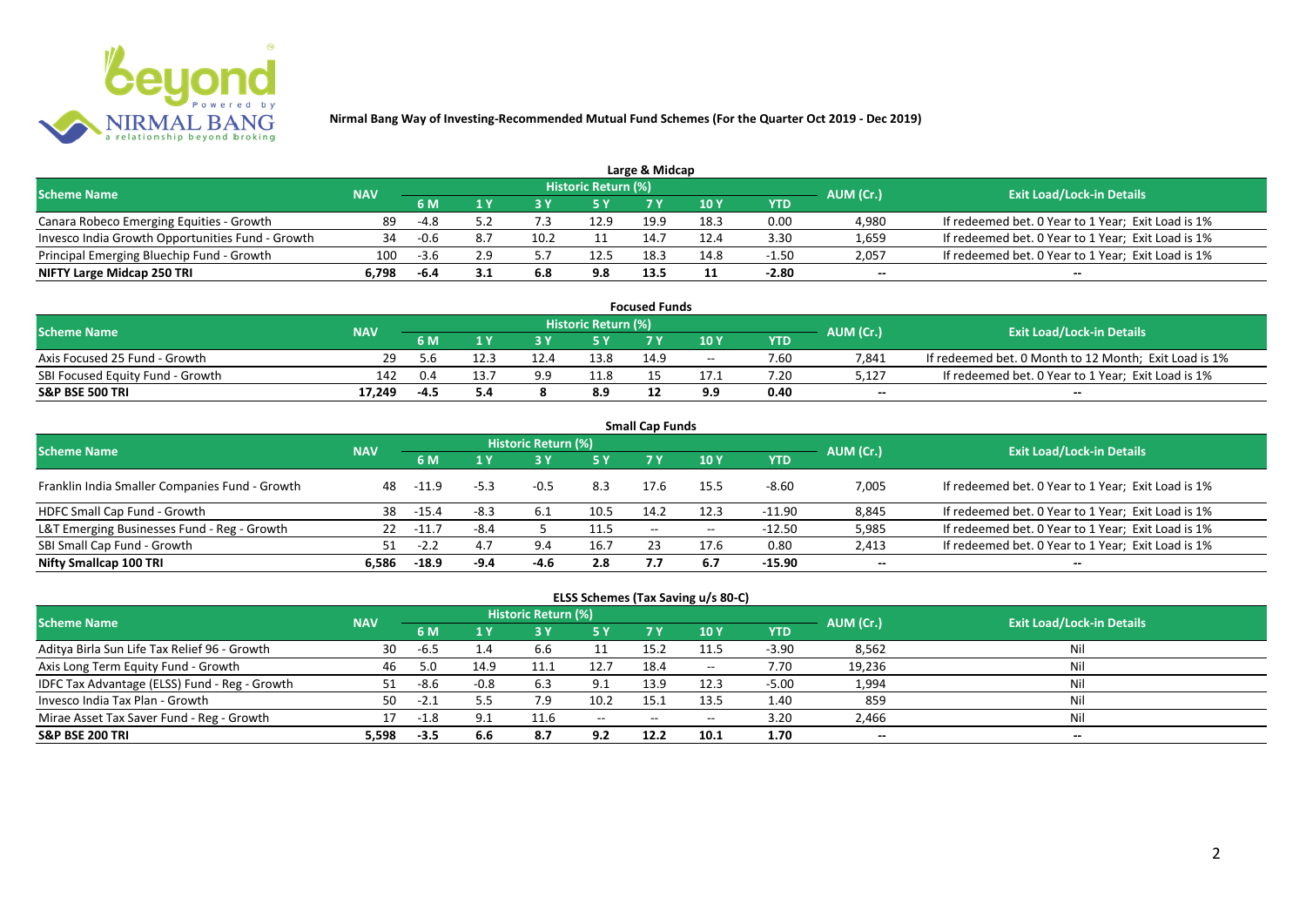# Nirmal Bang Way of Investing-Recommended Mutual Fund Schemes (For the Quarter Oct 2019 - Dec 2019)

## Large & Midcap

| Scheme Name | NAV | Historic Return (%) | | | | | | | AUM (Cr.) | Exit Load/Lock-in Details |
|---|---|---|---|---|---|---|---|---|---|---|
| | | 6 M | 1 Y | 3 Y | 5 Y | 7 Y | 10 Y | YTD | | |
| Canara Robeco Emerging Equities - Growth | 89 | -4.8 | 5.2 | 7.3 | 12.9 | 19.9 | 18.3 | 0.00 | 4,980 | If redeemed bet. 0 Year to 1 Year; Exit Load is 1% |
| Invesco India Growth Opportunities Fund - Growth | 34 | -0.6 | 8.7 | 10.2 | 11 | 14.7 | 12.4 | 3.30 | 1,659 | If redeemed bet. 0 Year to 1 Year; Exit Load is 1% |
| Principal Emerging Bluechip Fund - Growth | 100 | -3.6 | 2.9 | 5.7 | 12.5 | 18.3 | 14.8 | -1.50 | 2,057 | If redeemed bet. 0 Year to 1 Year; Exit Load is 1% |
| **NIFTY Large Midcap 250 TRI** | **6,798** | **-6.4** | **3.1** | **6.8** | **9.8** | **13.5** | **11** | **-2.80** | **--** | **--** |

## Focused Funds

| Scheme Name | NAV | Historic Return (%) | | | | | | | AUM (Cr.) | Exit Load/Lock-in Details |
|---|---|---|---|---|---|---|---|---|---|---|
| | | 6 M | 1 Y | 3 Y | 5 Y | 7 Y | 10 Y | YTD | | |
| Axis Focused 25 Fund - Growth | 29 | 5.6 | 12.3 | 12.4 | 13.8 | 14.9 | -- | 7.60 | 7,841 | If redeemed bet. 0 Month to 12 Month; Exit Load is 1% |
| SBI Focused Equity Fund - Growth | 142 | 0.4 | 13.7 | 9.9 | 11.8 | 15 | 17.1 | 7.20 | 5,127 | If redeemed bet. 0 Year to 1 Year; Exit Load is 1% |
| **S&P BSE 500 TRI** | **17,249** | **-4.5** | **5.4** | **8** | **8.9** | **12** | **9.9** | **0.40** | **--** | **--** |

## Small Cap Funds

| Scheme Name | NAV | Historic Return (%) | | | | | | | AUM (Cr.) | Exit Load/Lock-in Details |
|---|---|---|---|---|---|---|---|---|---|---|
| | | 6 M | 1 Y | 3 Y | 5 Y | 7 Y | 10 Y | YTD | | |
| Franklin India Smaller Companies Fund - Growth | 48 | -11.9 | -5.3 | -0.5 | 8.3 | 17.6 | 15.5 | -8.60 | 7,005 | If redeemed bet. 0 Year to 1 Year; Exit Load is 1% |
| HDFC Small Cap Fund - Growth | 38 | -15.4 | -8.3 | 6.1 | 10.5 | 14.2 | 12.3 | -11.90 | 8,845 | If redeemed bet. 0 Year to 1 Year; Exit Load is 1% |
| L&T Emerging Businesses Fund - Reg - Growth | 22 | -11.7 | -8.4 | 5 | 11.5 | -- | -- | -12.50 | 5,985 | If redeemed bet. 0 Year to 1 Year; Exit Load is 1% |
| SBI Small Cap Fund - Growth | 51 | -2.2 | 4.7 | 9.4 | 16.7 | 23 | 17.6 | 0.80 | 2,413 | If redeemed bet. 0 Year to 1 Year; Exit Load is 1% |
| **Nifty Smallcap 100 TRI** | **6,586** | **-18.9** | **-9.4** | **-4.6** | **2.8** | **7.7** | **6.7** | **-15.90** | **--** | **--** |

## ELSS Schemes (Tax Saving u/s 80-C)

| Scheme Name | NAV | Historic Return (%) | | | | | | | AUM (Cr.) | Exit Load/Lock-in Details |
|---|---|---|---|---|---|---|---|---|---|---|
| | | 6 M | 1 Y | 3 Y | 5 Y | 7 Y | 10 Y | YTD | | |
| Aditya Birla Sun Life Tax Relief 96 - Growth | 30 | -6.5 | 1.4 | 6.6 | 11 | 15.2 | 11.5 | -3.90 | 8,562 | Nil |
| Axis Long Term Equity Fund - Growth | 46 | 5.0 | 14.9 | 11.1 | 12.7 | 18.4 | -- | 7.70 | 19,236 | Nil |
| IDFC Tax Advantage (ELSS) Fund - Reg - Growth | 51 | -8.6 | -0.8 | 6.3 | 9.1 | 13.9 | 12.3 | -5.00 | 1,994 | Nil |
| Invesco India Tax Plan - Growth | 50 | -2.1 | 5.5 | 7.9 | 10.2 | 15.1 | 13.5 | 1.40 | 859 | Nil |
| Mirae Asset Tax Saver Fund - Reg - Growth | 17 | -1.8 | 9.1 | 11.6 | -- | -- | -- | 3.20 | 2,466 | Nil |
| **S&P BSE 200 TRI** | **5,598** | **-3.5** | **6.6** | **8.7** | **9.2** | **12.2** | **10.1** | **1.70** | **--** | **--** |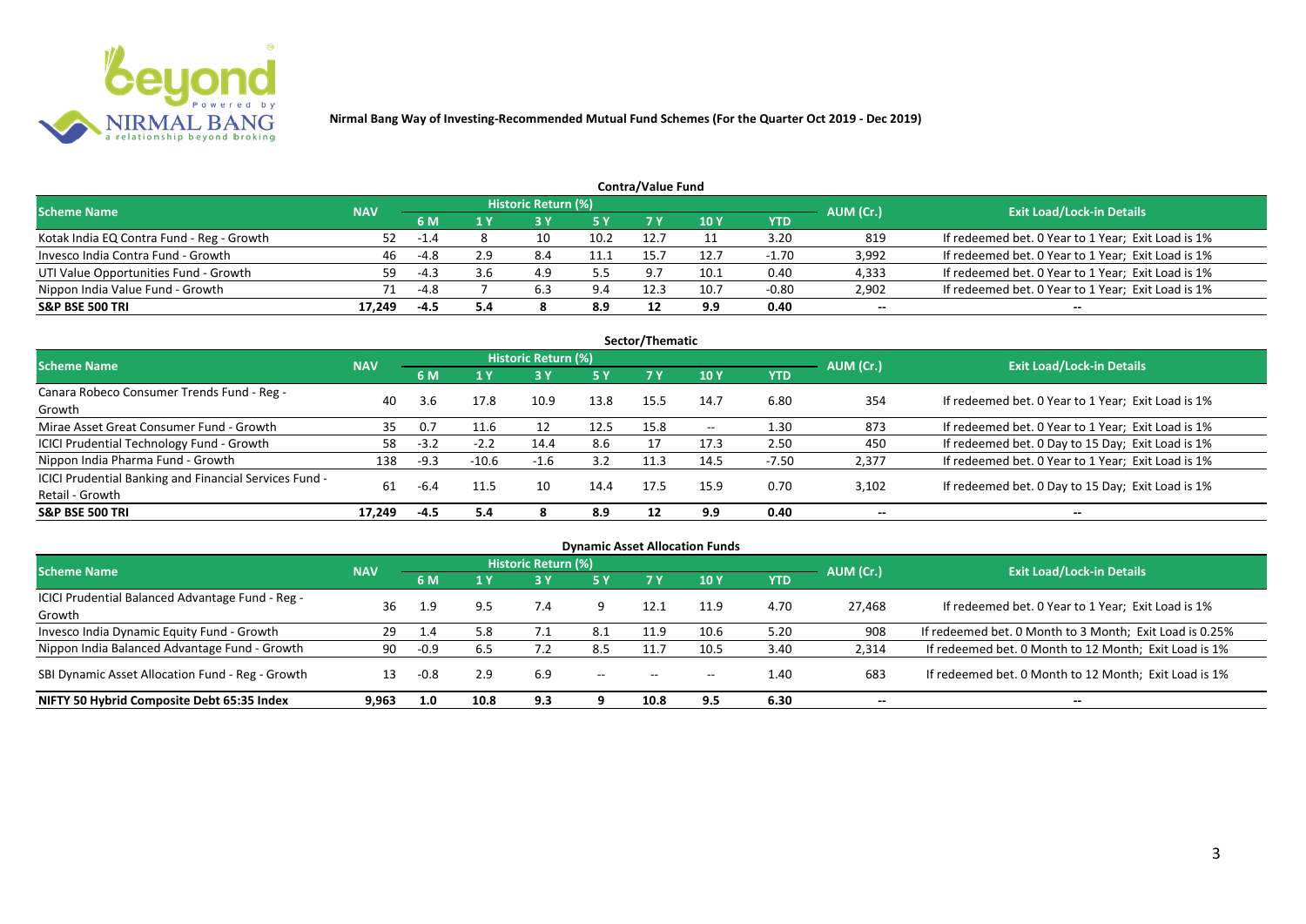**Nirmal Bang Way of Investing-Recommended Mutual Fund Schemes (For the Quarter Oct 2019 - Dec 2019)**

### Contra/Value Fund

| Scheme Name | NAV | Historic Return (%) | | | | | | | AUM (Cr.) | Exit Load/Lock-in Details |
|---|---|---|---|---|---|---|---|---|---|---|
| | | 6 M | 1 Y | 3 Y | 5 Y | 7 Y | 10 Y | YTD | | |
| Kotak India EQ Contra Fund - Reg - Growth | 52 | -1.4 | 8 | 10 | 10.2 | 12.7 | 11 | 3.20 | 819 | If redeemed bet. 0 Year to 1 Year; Exit Load is 1% |
| Invesco India Contra Fund - Growth | 46 | -4.8 | 2.9 | 8.4 | 11.1 | 15.7 | 12.7 | -1.70 | 3,992 | If redeemed bet. 0 Year to 1 Year; Exit Load is 1% |
| UTI Value Opportunities Fund - Growth | 59 | -4.3 | 3.6 | 4.9 | 5.5 | 9.7 | 10.1 | 0.40 | 4,333 | If redeemed bet. 0 Year to 1 Year; Exit Load is 1% |
| Nippon India Value Fund - Growth | 71 | -4.8 | 7 | 6.3 | 9.4 | 12.3 | 10.7 | -0.80 | 2,902 | If redeemed bet. 0 Year to 1 Year; Exit Load is 1% |
| **S&P BSE 500 TRI** | **17,249** | **-4.5** | **5.4** | **8** | **8.9** | **12** | **9.9** | **0.40** | **--** | **--** |

### Sector/Thematic

| Scheme Name | NAV | Historic Return (%) | | | | | | | AUM (Cr.) | Exit Load/Lock-in Details |
|---|---|---|---|---|---|---|---|---|---|---|
| | | 6 M | 1 Y | 3 Y | 5 Y | 7 Y | 10 Y | YTD | | |
| Canara Robeco Consumer Trends Fund - Reg - Growth | 40 | 3.6 | 17.8 | 10.9 | 13.8 | 15.5 | 14.7 | 6.80 | 354 | If redeemed bet. 0 Year to 1 Year; Exit Load is 1% |
| Mirae Asset Great Consumer Fund - Growth | 35 | 0.7 | 11.6 | 12 | 12.5 | 15.8 | -- | 1.30 | 873 | If redeemed bet. 0 Year to 1 Year; Exit Load is 1% |
| ICICI Prudential Technology Fund - Growth | 58 | -3.2 | -2.2 | 14.4 | 8.6 | 17 | 17.3 | 2.50 | 450 | If redeemed bet. 0 Day to 15 Day; Exit Load is 1% |
| Nippon India Pharma Fund - Growth | 138 | -9.3 | -10.6 | -1.6 | 3.2 | 11.3 | 14.5 | -7.50 | 2,377 | If redeemed bet. 0 Year to 1 Year; Exit Load is 1% |
| ICICI Prudential Banking and Financial Services Fund - Retail - Growth | 61 | -6.4 | 11.5 | 10 | 14.4 | 17.5 | 15.9 | 0.70 | 3,102 | If redeemed bet. 0 Day to 15 Day; Exit Load is 1% |
| **S&P BSE 500 TRI** | **17,249** | **-4.5** | **5.4** | **8** | **8.9** | **12** | **9.9** | **0.40** | **--** | **--** |

### Dynamic Asset Allocation Funds

| Scheme Name | NAV | Historic Return (%) | | | | | | | AUM (Cr.) | Exit Load/Lock-in Details |
|---|---|---|---|---|---|---|---|---|---|---|
| | | 6 M | 1 Y | 3 Y | 5 Y | 7 Y | 10 Y | YTD | | |
| ICICI Prudential Balanced Advantage Fund - Reg - Growth | 36 | 1.9 | 9.5 | 7.4 | 9 | 12.1 | 11.9 | 4.70 | 27,468 | If redeemed bet. 0 Year to 1 Year; Exit Load is 1% |
| Invesco India Dynamic Equity Fund - Growth | 29 | 1.4 | 5.8 | 7.1 | 8.1 | 11.9 | 10.6 | 5.20 | 908 | If redeemed bet. 0 Month to 3 Month; Exit Load is 0.25% |
| Nippon India Balanced Advantage Fund - Growth | 90 | -0.9 | 6.5 | 7.2 | 8.5 | 11.7 | 10.5 | 3.40 | 2,314 | If redeemed bet. 0 Month to 12 Month; Exit Load is 1% |
| SBI Dynamic Asset Allocation Fund - Reg - Growth | 13 | -0.8 | 2.9 | 6.9 | -- | -- | -- | 1.40 | 683 | If redeemed bet. 0 Month to 12 Month; Exit Load is 1% |
| **NIFTY 50 Hybrid Composite Debt 65:35 Index** | **9,963** | **1.0** | **10.8** | **9.3** | **9** | **10.8** | **9.5** | **6.30** | **--** | **--** |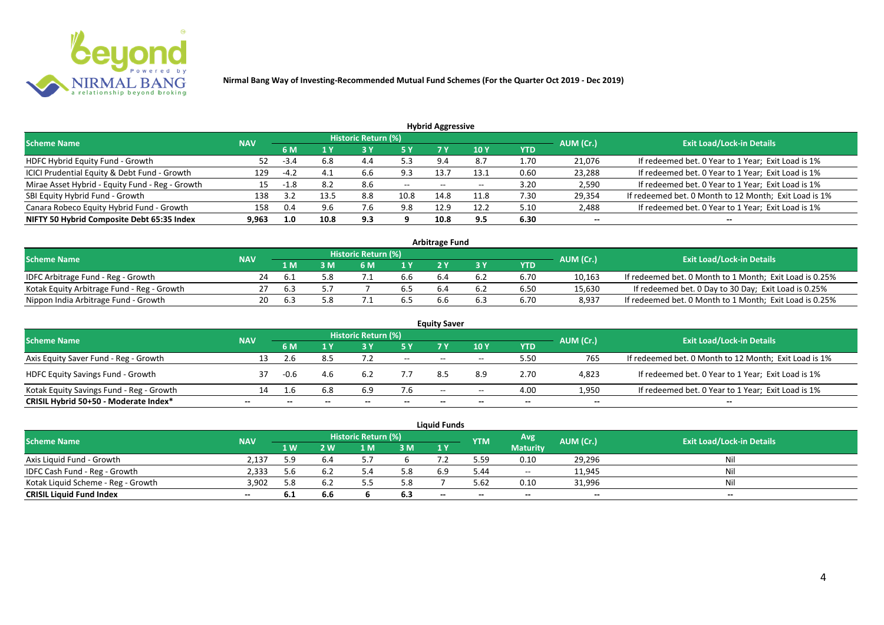**Nirmal Bang Way of Investing-Recommended Mutual Fund Schemes (For the Quarter Oct 2019 - Dec 2019)**

### Hybrid Aggressive

| Scheme Name | NAV | Historic Return (%) | | | | | | | AUM (Cr.) | Exit Load/Lock-in Details |
|---|---|---|---|---|---|---|---|---|---|---|
| | | 6 M | 1 Y | 3 Y | 5 Y | 7 Y | 10 Y | YTD | | |
| HDFC Hybrid Equity Fund - Growth | 52 | -3.4 | 6.8 | 4.4 | 5.3 | 9.4 | 8.7 | 1.70 | 21,076 | If redeemed bet. 0 Year to 1 Year; Exit Load is 1% |
| ICICI Prudential Equity & Debt Fund - Growth | 129 | -4.2 | 4.1 | 6.6 | 9.3 | 13.7 | 13.1 | 0.60 | 23,288 | If redeemed bet. 0 Year to 1 Year; Exit Load is 1% |
| Mirae Asset Hybrid - Equity Fund - Reg - Growth | 15 | -1.8 | 8.2 | 8.6 | -- | -- | -- | 3.20 | 2,590 | If redeemed bet. 0 Year to 1 Year; Exit Load is 1% |
| SBI Equity Hybrid Fund - Growth | 138 | 3.2 | 13.5 | 8.8 | 10.8 | 14.8 | 11.8 | 7.30 | 29,354 | If redeemed bet. 0 Month to 12 Month; Exit Load is 1% |
| Canara Robeco Equity Hybrid Fund - Growth | 158 | 0.4 | 9.6 | 7.6 | 9.8 | 12.9 | 12.2 | 5.10 | 2,488 | If redeemed bet. 0 Year to 1 Year; Exit Load is 1% |
| **NIFTY 50 Hybrid Composite Debt 65:35 Index** | **9,963** | **1.0** | **10.8** | **9.3** | **9** | **10.8** | **9.5** | **6.30** | **--** | **--** |

### Arbitrage Fund

| Scheme Name | NAV | Historic Return (%) | | | | | | | AUM (Cr.) | Exit Load/Lock-in Details |
|---|---|---|---|---|---|---|---|---|---|---|
| | | 1 M | 3 M | 6 M | 1 Y | 2 Y | 3 Y | YTD | | |
| IDFC Arbitrage Fund - Reg - Growth | 24 | 6.1 | 5.8 | 7.1 | 6.6 | 6.4 | 6.2 | 6.70 | 10,163 | If redeemed bet. 0 Month to 1 Month; Exit Load is 0.25% |
| Kotak Equity Arbitrage Fund - Reg - Growth | 27 | 6.3 | 5.7 | 7 | 6.5 | 6.4 | 6.2 | 6.50 | 15,630 | If redeemed bet. 0 Day to 30 Day; Exit Load is 0.25% |
| Nippon India Arbitrage Fund - Growth | 20 | 6.3 | 5.8 | 7.1 | 6.5 | 6.6 | 6.3 | 6.70 | 8,937 | If redeemed bet. 0 Month to 1 Month; Exit Load is 0.25% |

### Equity Saver

| Scheme Name | NAV | Historic Return (%) | | | | | | | AUM (Cr.) | Exit Load/Lock-in Details |
|---|---|---|---|---|---|---|---|---|---|---|
| | | 6 M | 1 Y | 3 Y | 5 Y | 7 Y | 10 Y | YTD | | |
| Axis Equity Saver Fund - Reg - Growth | 13 | 2.6 | 8.5 | 7.2 | -- | -- | -- | 5.50 | 765 | If redeemed bet. 0 Month to 12 Month; Exit Load is 1% |
| HDFC Equity Savings Fund - Growth | 37 | -0.6 | 4.6 | 6.2 | 7.7 | 8.5 | 8.9 | 2.70 | 4,823 | If redeemed bet. 0 Year to 1 Year; Exit Load is 1% |
| Kotak Equity Savings Fund - Reg - Growth | 14 | 1.6 | 6.8 | 6.9 | 7.6 | -- | -- | 4.00 | 1,950 | If redeemed bet. 0 Year to 1 Year; Exit Load is 1% |
| **CRISIL Hybrid 50+50 - Moderate Index*** | **--** | **--** | **--** | **--** | **--** | **--** | **--** | **--** | **--** | **--** |

### Liquid Funds

| Scheme Name | NAV | Historic Return (%) | | | | | YTM | Avg Maturity | AUM (Cr.) | Exit Load/Lock-in Details |
|---|---|---|---|---|---|---|---|---|---|---|
| | | 1 W | 2 W | 1 M | 3 M | 1 Y | | | | |
| Axis Liquid Fund - Growth | 2,137 | 5.9 | 6.4 | 5.7 | 6 | 7.2 | 5.59 | 0.10 | 29,296 | Nil |
| IDFC Cash Fund - Reg - Growth | 2,333 | 5.6 | 6.2 | 5.4 | 5.8 | 6.9 | 5.44 | -- | 11,945 | Nil |
| Kotak Liquid Scheme - Reg - Growth | 3,902 | 5.8 | 6.2 | 5.5 | 5.8 | 7 | 5.62 | 0.10 | 31,996 | Nil |
| **CRISIL Liquid Fund Index** | **--** | **6.1** | **6.6** | **6** | **6.3** | **--** | **--** | **--** | **--** | **--** |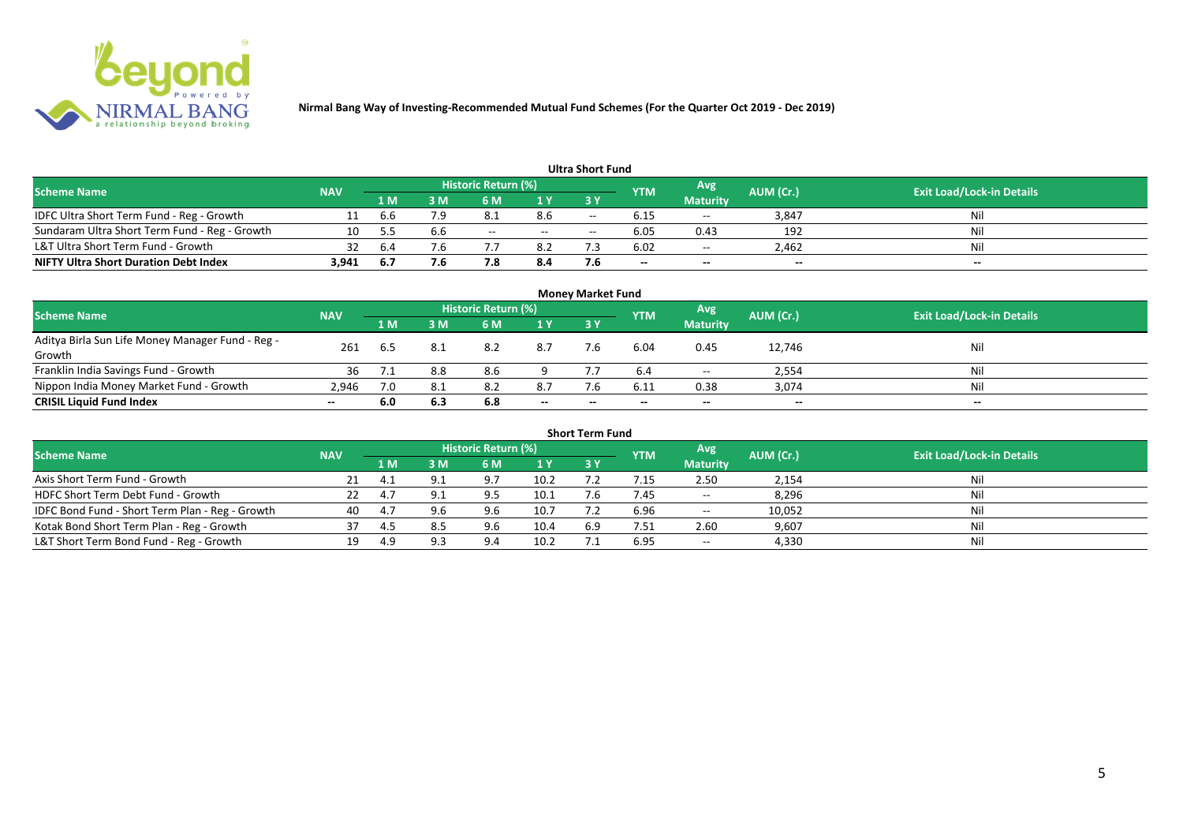Nirmal Bang Way of Investing-Recommended Mutual Fund Schemes (For the Quarter Oct 2019 - Dec 2019)

## Ultra Short Fund

| Scheme Name | NAV | Historic Return (%) | | | | | YTM | Avg Maturity | AUM (Cr.) | Exit Load/Lock-in Details |
|---|---|---|---|---|---|---|---|---|---|---|
| | | 1 M | 3 M | 6 M | 1 Y | 3 Y | | | | |
| IDFC Ultra Short Term Fund - Reg - Growth | 11 | 6.6 | 7.9 | 8.1 | 8.6 | -- | 6.15 | -- | 3,847 | Nil |
| Sundaram Ultra Short Term Fund - Reg - Growth | 10 | 5.5 | 6.6 | -- | -- | -- | 6.05 | 0.43 | 192 | Nil |
| L&T Ultra Short Term Fund - Growth | 32 | 6.4 | 7.6 | 7.7 | 8.2 | 7.3 | 6.02 | -- | 2,462 | Nil |
| **NIFTY Ultra Short Duration Debt Index** | **3,941** | **6.7** | **7.6** | **7.8** | **8.4** | **7.6** | **--** | **--** | **--** | **--** |

## Money Market Fund

| Scheme Name | NAV | Historic Return (%) | | | | | YTM | Avg Maturity | AUM (Cr.) | Exit Load/Lock-in Details |
|---|---|---|---|---|---|---|---|---|---|---|
| | | 1 M | 3 M | 6 M | 1 Y | 3 Y | | | | |
| Aditya Birla Sun Life Money Manager Fund - Reg - Growth | 261 | 6.5 | 8.1 | 8.2 | 8.7 | 7.6 | 6.04 | 0.45 | 12,746 | Nil |
| Franklin India Savings Fund - Growth | 36 | 7.1 | 8.8 | 8.6 | 9 | 7.7 | 6.4 | -- | 2,554 | Nil |
| Nippon India Money Market Fund - Growth | 2,946 | 7.0 | 8.1 | 8.2 | 8.7 | 7.6 | 6.11 | 0.38 | 3,074 | Nil |
| **CRISIL Liquid Fund Index** | **--** | **6.0** | **6.3** | **6.8** | **--** | **--** | **--** | **--** | **--** | **--** |

## Short Term Fund

| Scheme Name | NAV | Historic Return (%) | | | | | YTM | Avg Maturity | AUM (Cr.) | Exit Load/Lock-in Details |
|---|---|---|---|---|---|---|---|---|---|---|
| | | 1 M | 3 M | 6 M | 1 Y | 3 Y | | | | |
| Axis Short Term Fund - Growth | 21 | 4.1 | 9.1 | 9.7 | 10.2 | 7.2 | 7.15 | 2.50 | 2,154 | Nil |
| HDFC Short Term Debt Fund - Growth | 22 | 4.7 | 9.1 | 9.5 | 10.1 | 7.6 | 7.45 | -- | 8,296 | Nil |
| IDFC Bond Fund - Short Term Plan - Reg - Growth | 40 | 4.7 | 9.6 | 9.6 | 10.7 | 7.2 | 6.96 | -- | 10,052 | Nil |
| Kotak Bond Short Term Plan - Reg - Growth | 37 | 4.5 | 8.5 | 9.6 | 10.4 | 6.9 | 7.51 | 2.60 | 9,607 | Nil |
| L&T Short Term Bond Fund - Reg - Growth | 19 | 4.9 | 9.3 | 9.4 | 10.2 | 7.1 | 6.95 | -- | 4,330 | Nil |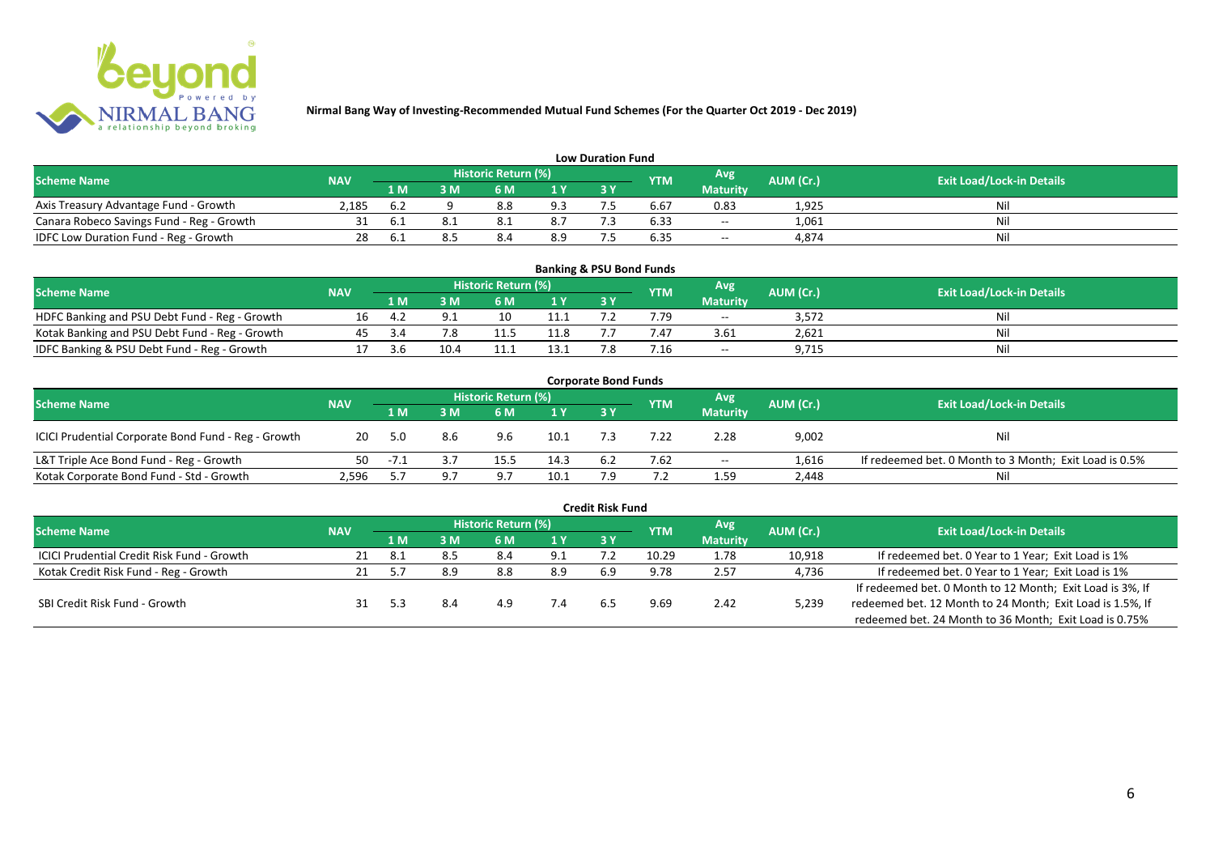**Nirmal Bang Way of Investing-Recommended Mutual Fund Schemes (For the Quarter Oct 2019 - Dec 2019)**

## Low Duration Fund

| Scheme Name | NAV | Historic Return (%) | | | | | YTM | Avg Maturity | AUM (Cr.) | Exit Load/Lock-in Details |
|---|---|---|---|---|---|---|---|---|---|---|
| | | 1 M | 3 M | 6 M | 1 Y | 3 Y | | | | |
| Axis Treasury Advantage Fund - Growth | 2,185 | 6.2 | 9 | 8.8 | 9.3 | 7.5 | 6.67 | 0.83 | 1,925 | Nil |
| Canara Robeco Savings Fund - Reg - Growth | 31 | 6.1 | 8.1 | 8.1 | 8.7 | 7.3 | 6.33 | -- | 1,061 | Nil |
| IDFC Low Duration Fund - Reg - Growth | 28 | 6.1 | 8.5 | 8.4 | 8.9 | 7.5 | 6.35 | -- | 4,874 | Nil |

## Banking & PSU Bond Funds

| Scheme Name | NAV | Historic Return (%) | | | | | YTM | Avg Maturity | AUM (Cr.) | Exit Load/Lock-in Details |
|---|---|---|---|---|---|---|---|---|---|---|
| | | 1 M | 3 M | 6 M | 1 Y | 3 Y | | | | |
| HDFC Banking and PSU Debt Fund - Reg - Growth | 16 | 4.2 | 9.1 | 10 | 11.1 | 7.2 | 7.79 | -- | 3,572 | Nil |
| Kotak Banking and PSU Debt Fund - Reg - Growth | 45 | 3.4 | 7.8 | 11.5 | 11.8 | 7.7 | 7.47 | 3.61 | 2,621 | Nil |
| IDFC Banking & PSU Debt Fund - Reg - Growth | 17 | 3.6 | 10.4 | 11.1 | 13.1 | 7.8 | 7.16 | -- | 9,715 | Nil |

## Corporate Bond Funds

| Scheme Name | NAV | Historic Return (%) | | | | | YTM | Avg Maturity | AUM (Cr.) | Exit Load/Lock-in Details |
|---|---|---|---|---|---|---|---|---|---|---|
| | | 1 M | 3 M | 6 M | 1 Y | 3 Y | | | | |
| ICICI Prudential Corporate Bond Fund - Reg - Growth | 20 | 5.0 | 8.6 | 9.6 | 10.1 | 7.3 | 7.22 | 2.28 | 9,002 | Nil |
| L&T Triple Ace Bond Fund - Reg - Growth | 50 | -7.1 | 3.7 | 15.5 | 14.3 | 6.2 | 7.62 | -- | 1,616 | If redeemed bet. 0 Month to 3 Month; Exit Load is 0.5% |
| Kotak Corporate Bond Fund - Std - Growth | 2,596 | 5.7 | 9.7 | 9.7 | 10.1 | 7.9 | 7.2 | 1.59 | 2,448 | Nil |

## Credit Risk Fund

| Scheme Name | NAV | Historic Return (%) | | | | | YTM | Avg Maturity | AUM (Cr.) | Exit Load/Lock-in Details |
|---|---|---|---|---|---|---|---|---|---|---|
| | | 1 M | 3 M | 6 M | 1 Y | 3 Y | | | | |
| ICICI Prudential Credit Risk Fund - Growth | 21 | 8.1 | 8.5 | 8.4 | 9.1 | 7.2 | 10.29 | 1.78 | 10,918 | If redeemed bet. 0 Year to 1 Year; Exit Load is 1% |
| Kotak Credit Risk Fund - Reg - Growth | 21 | 5.7 | 8.9 | 8.8 | 8.9 | 6.9 | 9.78 | 2.57 | 4,736 | If redeemed bet. 0 Year to 1 Year; Exit Load is 1% |
| SBI Credit Risk Fund - Growth | 31 | 5.3 | 8.4 | 4.9 | 7.4 | 6.5 | 9.69 | 2.42 | 5,239 | If redeemed bet. 0 Month to 12 Month; Exit Load is 3%, If redeemed bet. 12 Month to 24 Month; Exit Load is 1.5%, If redeemed bet. 24 Month to 36 Month; Exit Load is 0.75% |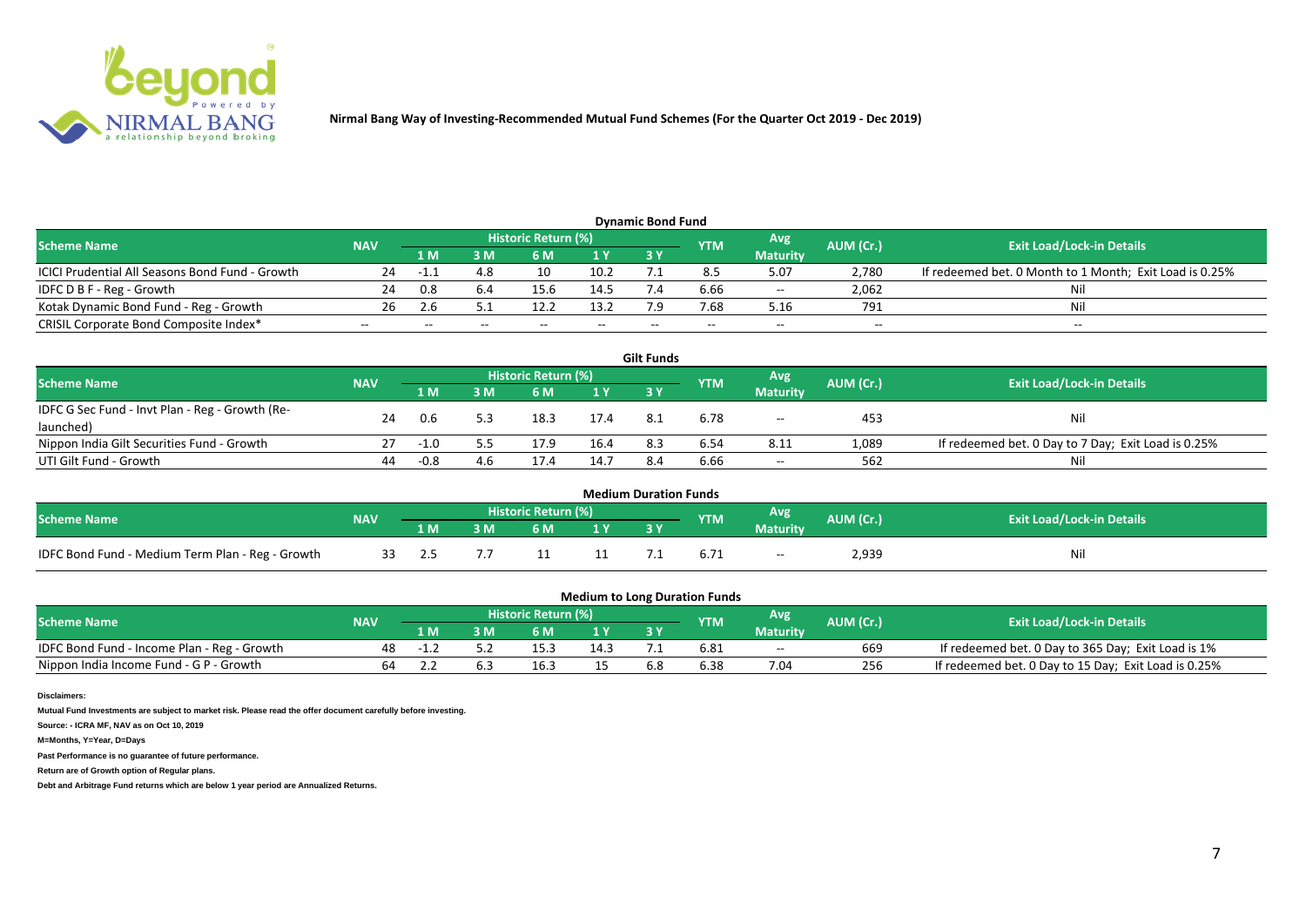Nirmal Bang Way of Investing-Recommended Mutual Fund Schemes (For the Quarter Oct 2019 - Dec 2019)

## Dynamic Bond Fund

| Scheme Name | NAV | Historic Return (%) | | | | | YTM | Avg Maturity | AUM (Cr.) | Exit Load/Lock-in Details |
|---|---|---|---|---|---|---|---|---|---|---|
| | | 1 M | 3 M | 6 M | 1 Y | 3 Y | | | | |
| ICICI Prudential All Seasons Bond Fund - Growth | 24 | -1.1 | 4.8 | 10 | 10.2 | 7.1 | 8.5 | 5.07 | 2,780 | If redeemed bet. 0 Month to 1 Month; Exit Load is 0.25% |
| IDFC D B F - Reg - Growth | 24 | 0.8 | 6.4 | 15.6 | 14.5 | 7.4 | 6.66 | -- | 2,062 | Nil |
| Kotak Dynamic Bond Fund - Reg - Growth | 26 | 2.6 | 5.1 | 12.2 | 13.2 | 7.9 | 7.68 | 5.16 | 791 | Nil |
| CRISIL Corporate Bond Composite Index* | -- | -- | -- | -- | -- | -- | -- | -- | -- | -- |

## Gilt Funds

| Scheme Name | NAV | Historic Return (%) | | | | | YTM | Avg Maturity | AUM (Cr.) | Exit Load/Lock-in Details |
|---|---|---|---|---|---|---|---|---|---|---|
| | | 1 M | 3 M | 6 M | 1 Y | 3 Y | | | | |
| IDFC G Sec Fund - Invt Plan - Reg - Growth (Re-launched) | 24 | 0.6 | 5.3 | 18.3 | 17.4 | 8.1 | 6.78 | -- | 453 | Nil |
| Nippon India Gilt Securities Fund - Growth | 27 | -1.0 | 5.5 | 17.9 | 16.4 | 8.3 | 6.54 | 8.11 | 1,089 | If redeemed bet. 0 Day to 7 Day; Exit Load is 0.25% |
| UTI Gilt Fund - Growth | 44 | -0.8 | 4.6 | 17.4 | 14.7 | 8.4 | 6.66 | -- | 562 | Nil |

## Medium Duration Funds

| Scheme Name | NAV | Historic Return (%) | | | | | YTM | Avg Maturity | AUM (Cr.) | Exit Load/Lock-in Details |
|---|---|---|---|---|---|---|---|---|---|---|
| | | 1 M | 3 M | 6 M | 1 Y | 3 Y | | | | |
| IDFC Bond Fund - Medium Term Plan - Reg - Growth | 33 | 2.5 | 7.7 | 11 | 11 | 7.1 | 6.71 | -- | 2,939 | Nil |

## Medium to Long Duration Funds

| Scheme Name | NAV | Historic Return (%) | | | | | YTM | Avg Maturity | AUM (Cr.) | Exit Load/Lock-in Details |
|---|---|---|---|---|---|---|---|---|---|---|
| | | 1 M | 3 M | 6 M | 1 Y | 3 Y | | | | |
| IDFC Bond Fund - Income Plan - Reg - Growth | 48 | -1.2 | 5.2 | 15.3 | 14.3 | 7.1 | 6.81 | -- | 669 | If redeemed bet. 0 Day to 365 Day; Exit Load is 1% |
| Nippon India Income Fund - G P - Growth | 64 | 2.2 | 6.3 | 16.3 | 15 | 6.8 | 6.38 | 7.04 | 256 | If redeemed bet. 0 Day to 15 Day; Exit Load is 0.25% |

**Disclaimers:**

**Mutual Fund Investments are subject to market risk. Please read the offer document carefully before investing.**

**Source: - ICRA MF, NAV as on Oct 10, 2019**

**M=Months, Y=Year, D=Days**

**Past Performance is no guarantee of future performance.**

**Return are of Growth option of Regular plans.**

**Debt and Arbitrage Fund returns which are below 1 year period are Annualized Returns.**